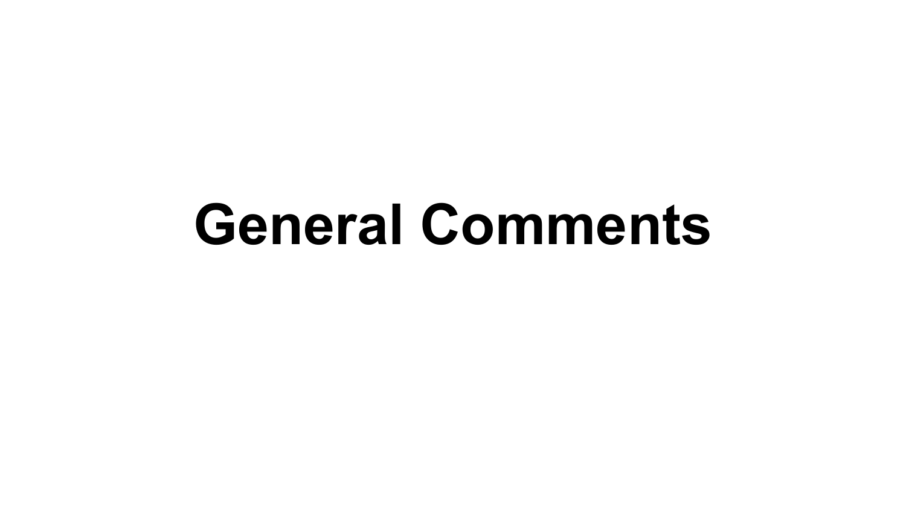# General Comments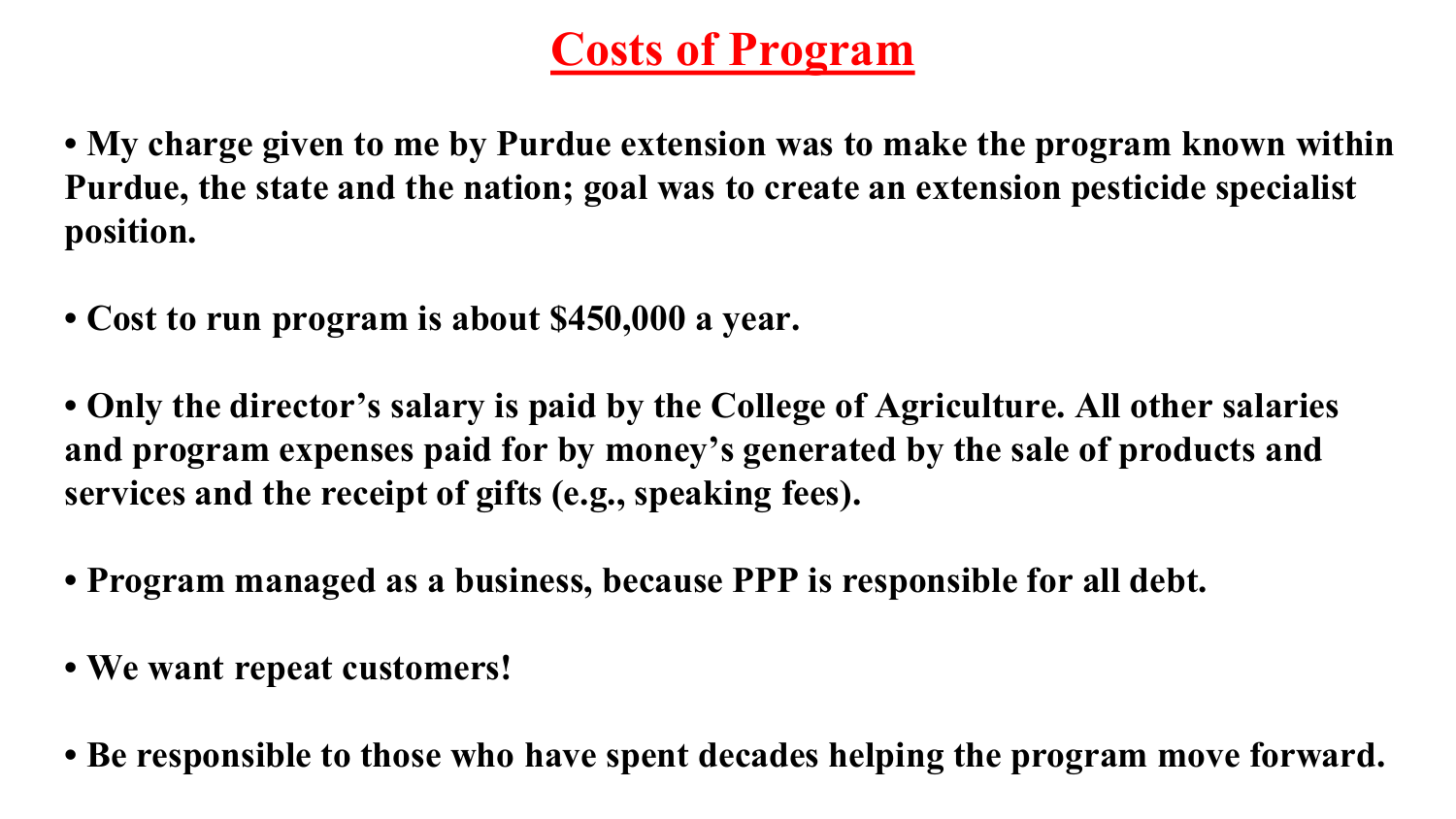# Costs of Program

- **My charge given to me by Purdue extension was to make the program known within Purdue, the state and the nation; goal was to create an extension pesticide specialist position.**

- **Cost to run program is about $450,000 a year.**

- **Only the director's salary is paid by the College of Agriculture. All other salaries and program expenses paid for by money's generated by the sale of products and services and the receipt of gifts (e.g., speaking fees).**

- **Program managed as a business, because PPP is responsible for all debt.**

- **We want repeat customers!**

- **Be responsible to those who have spent decades helping the program move forward.**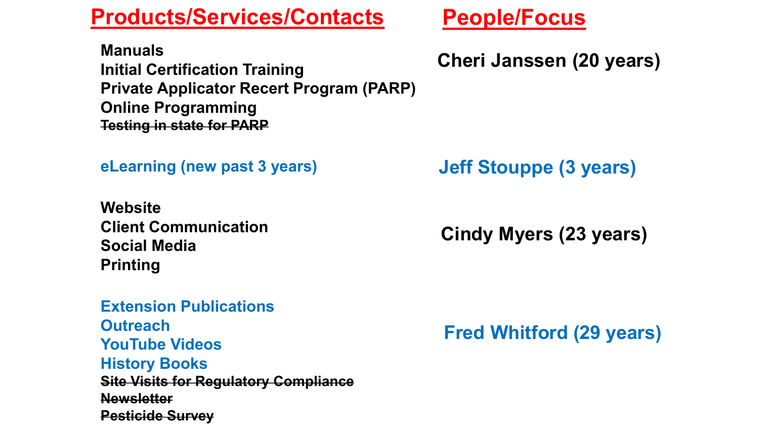| Products/Services/Contacts | People/Focus |
| --- | --- |
| Manuals<br>Initial Certification Training<br>Private Applicator Recert Program (PARP)<br>Online Programming<br>~~Testing in state for PARP~~ | Cheri Janssen (20 years) |
| eLearning (new past 3 years) | Jeff Stouppe (3 years) |
| Website<br>Client Communication<br>Social Media<br>Printing | Cindy Myers (23 years) |
| Extension Publications<br>Outreach<br>YouTube Videos<br>History Books<br>~~Site Visits for Regulatory Compliance~~<br>~~Newsletter~~<br>~~Pesticide Survey~~ | Fred Whitford (29 years) |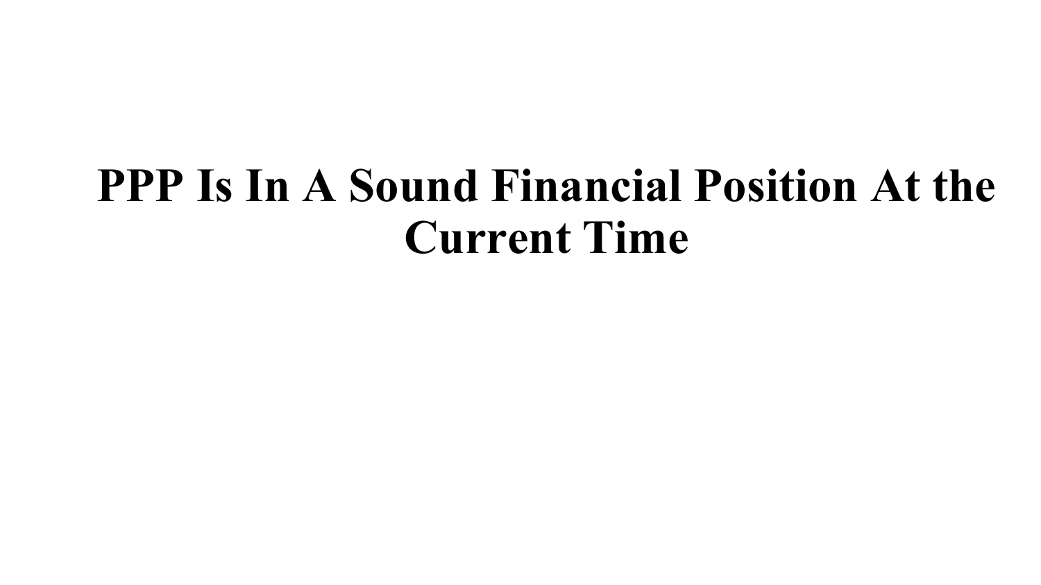# PPP Is In A Sound Financial Position At the Current Time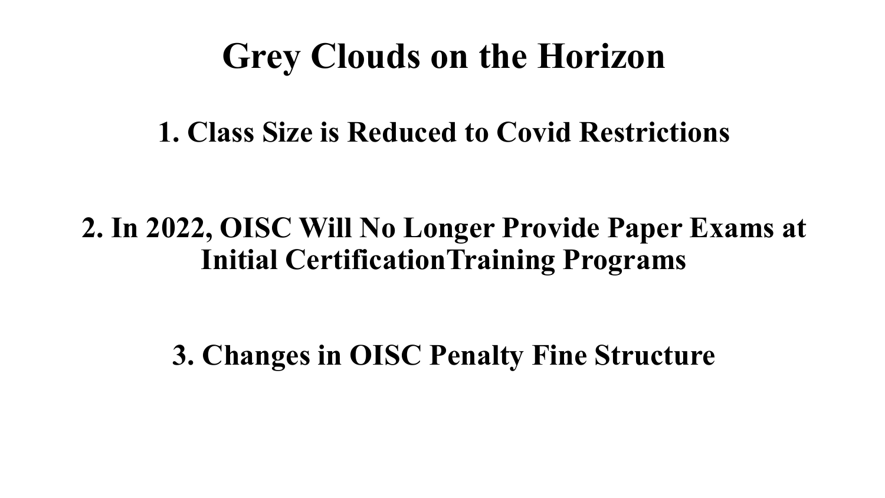# Grey Clouds on the Horizon

**1. Class Size is Reduced to Covid Restrictions**

**2. In 2022, OISC Will No Longer Provide Paper Exams at Initial CertificationTraining Programs**

**3. Changes in OISC Penalty Fine Structure**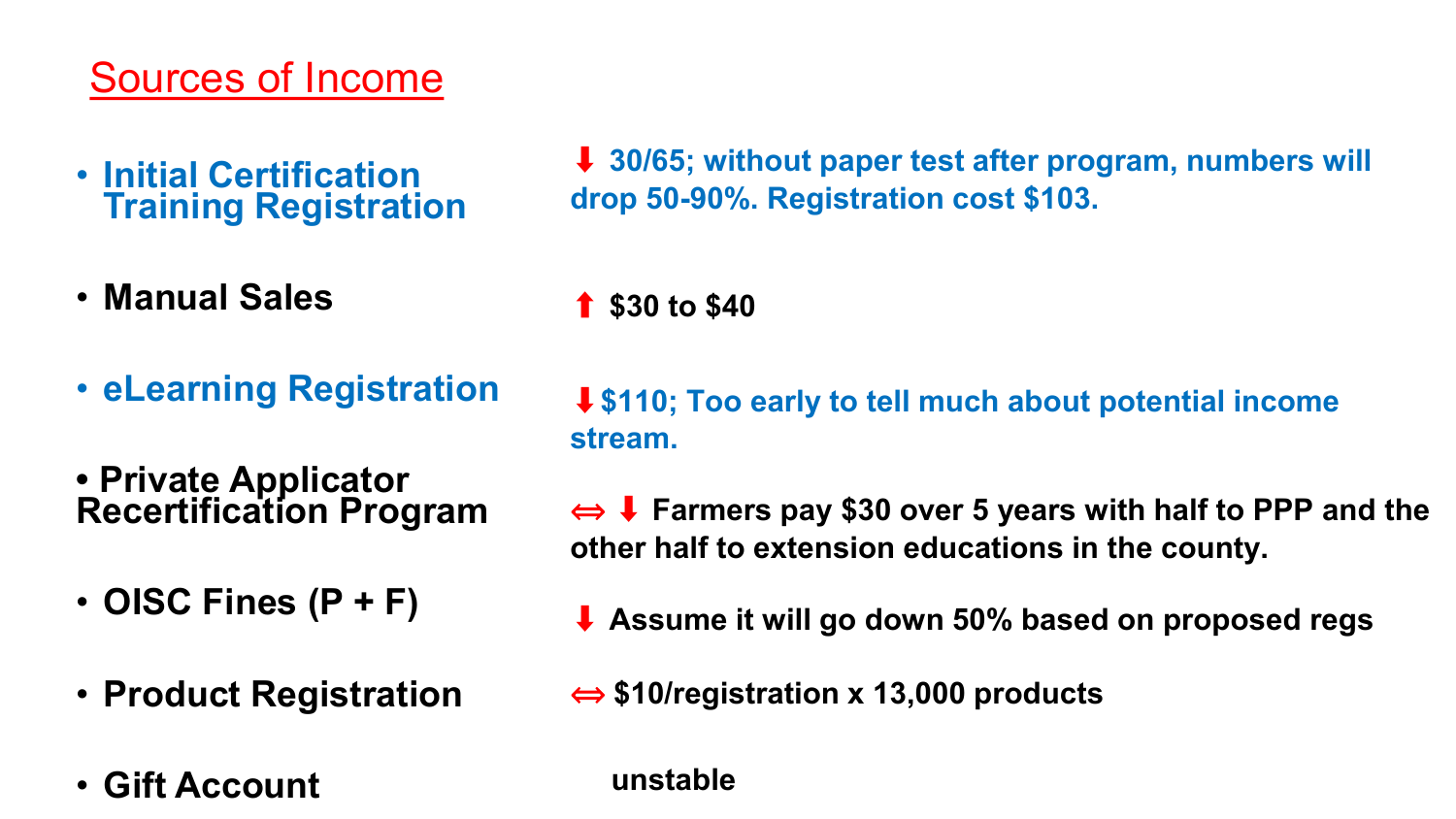# Sources of Income

- **Initial Certification Training Registration** — ⬇ **30/65; without paper test after program, numbers will drop 50-90%. Registration cost $103.**
- **Manual Sales** — ⬆ **$30 to $40**
- **eLearning Registration** — ⬇ **$110; Too early to tell much about potential income stream.**
- **Private Applicator Recertification Program** — ⇔ ⬇ **Farmers pay $30 over 5 years with half to PPP and the other half to extension educations in the county.**
- **OISC Fines (P + F)** — ⬇ **Assume it will go down 50% based on proposed regs**
- **Product Registration** — ⇔ **$10/registration x 13,000 products**
- **Gift Account** — **unstable**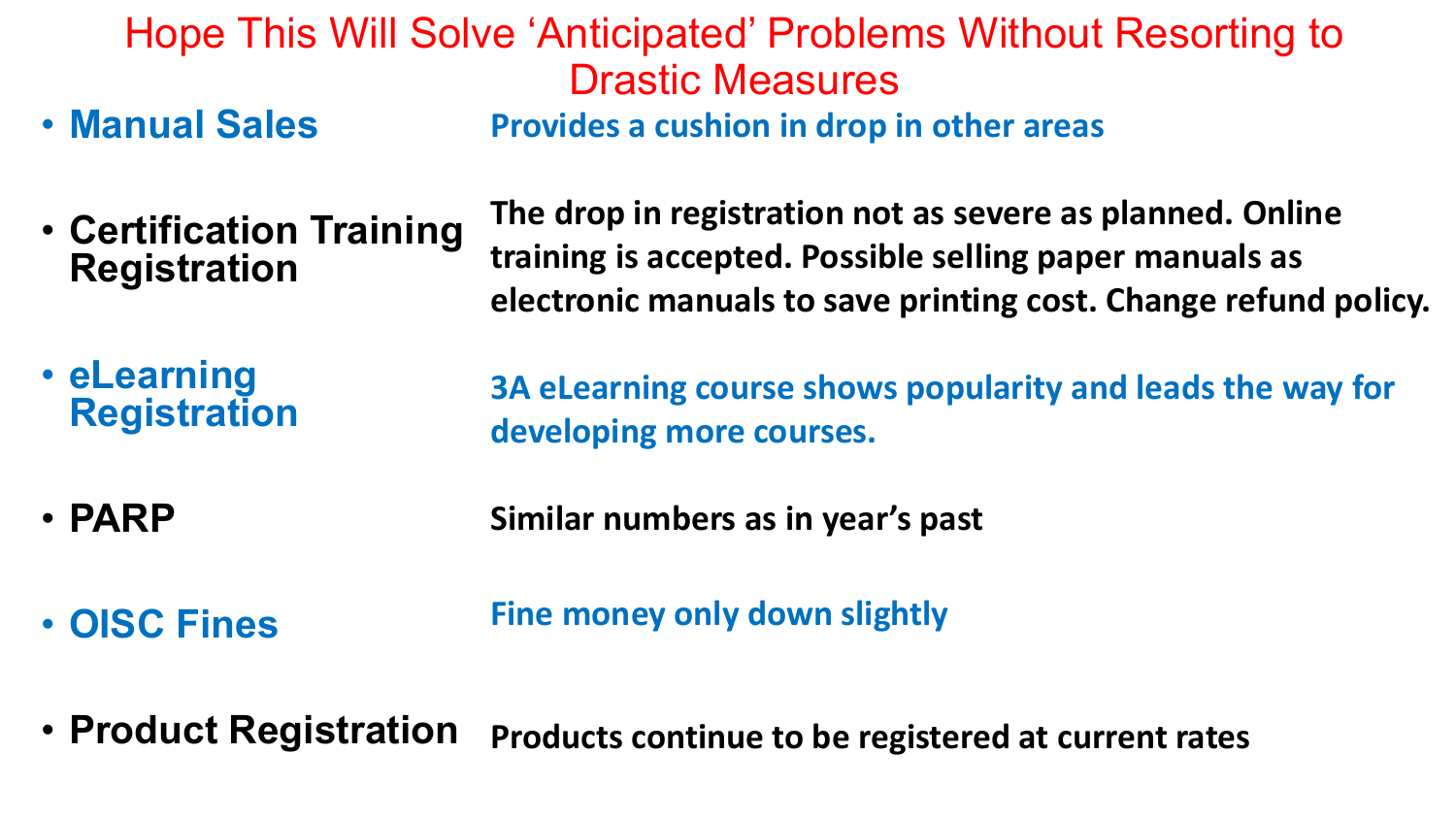# Hope This Will Solve 'Anticipated' Problems Without Resorting to Drastic Measures

- **Manual Sales**
  **Provides a cushion in drop in other areas**

- **Certification Training Registration**
  **The drop in registration not as severe as planned. Online training is accepted. Possible selling paper manuals as electronic manuals to save printing cost. Change refund policy.**

- **eLearning Registration**
  **3A eLearning course shows popularity and leads the way for developing more courses.**

- **PARP**
  **Similar numbers as in year's past**

- **OISC Fines**
  **Fine money only down slightly**

- **Product Registration**
  **Products continue to be registered at current rates**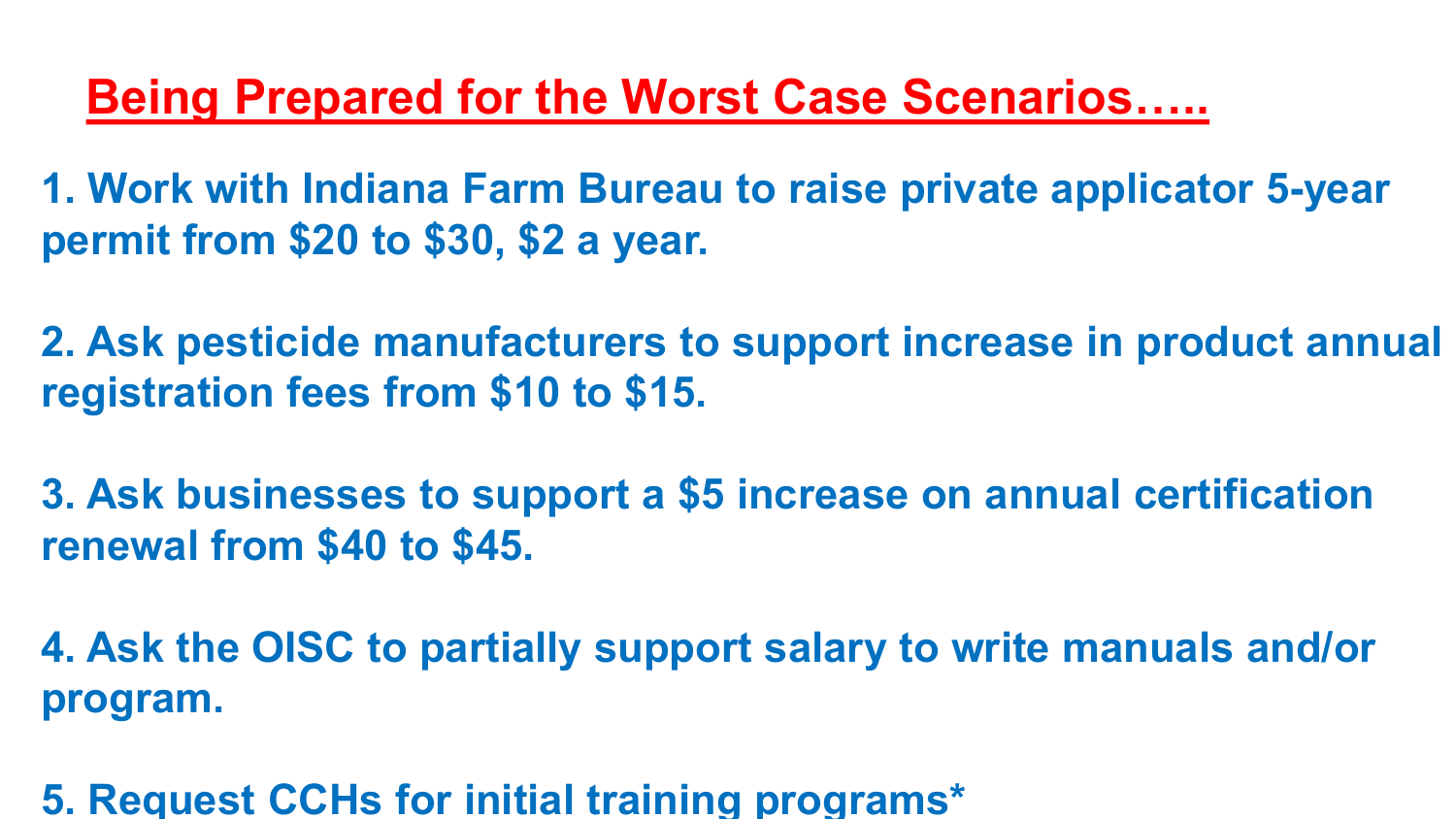## Being Prepared for the Worst Case Scenarios…..

1. Work with Indiana Farm Bureau to raise private applicator 5-year permit from $20 to $30, $2 a year.

2. Ask pesticide manufacturers to support increase in product annual registration fees from $10 to $15.

3. Ask businesses to support a $5 increase on annual certification renewal from $40 to $45.

4. Ask the OISC to partially support salary to write manuals and/or program.

5. Request CCHs for initial training programs*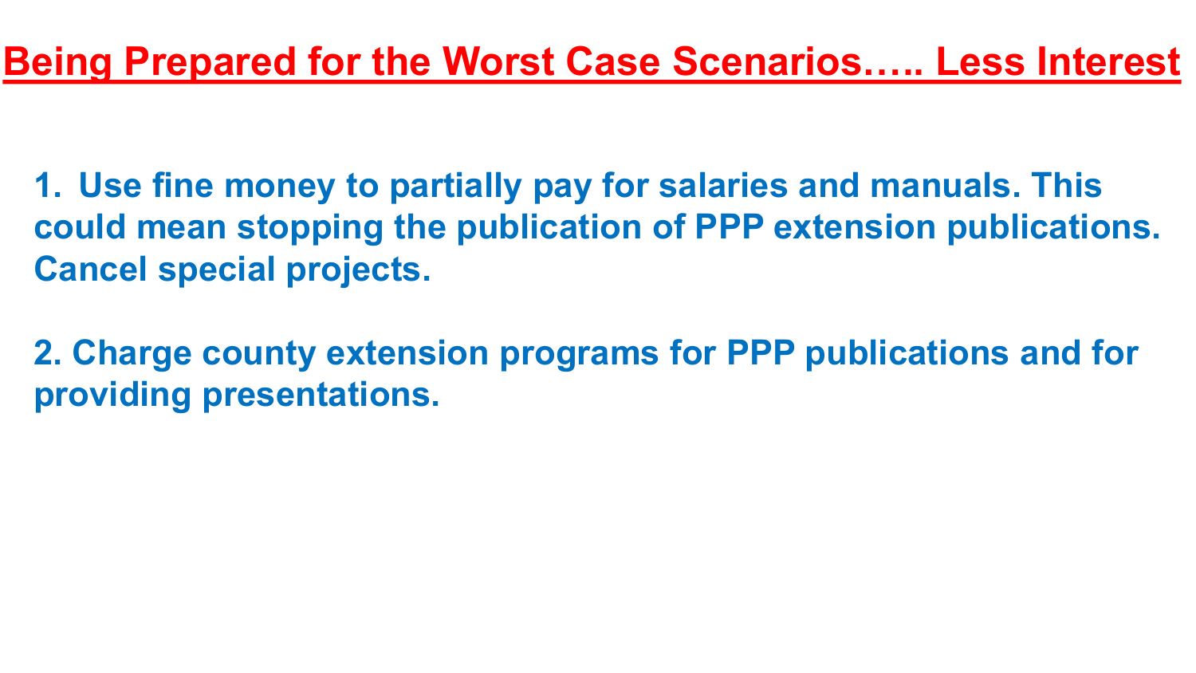# Being Prepared for the Worst Case Scenarios….. Less Interest

1. Use fine money to partially pay for salaries and manuals. This could mean stopping the publication of PPP extension publications. Cancel special projects.

2. Charge county extension programs for PPP publications and for providing presentations.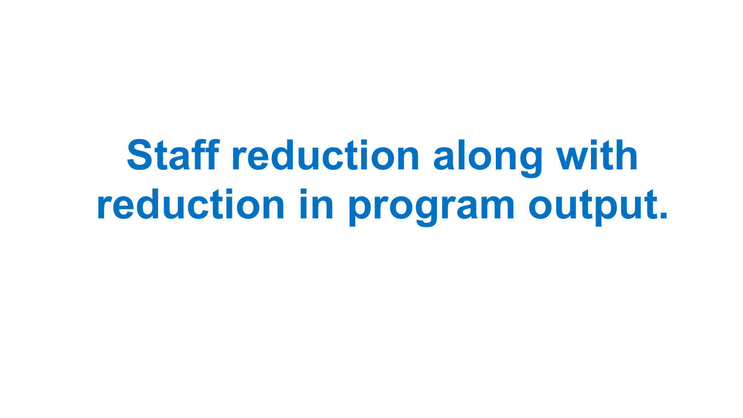# Staff reduction along with reduction in program output.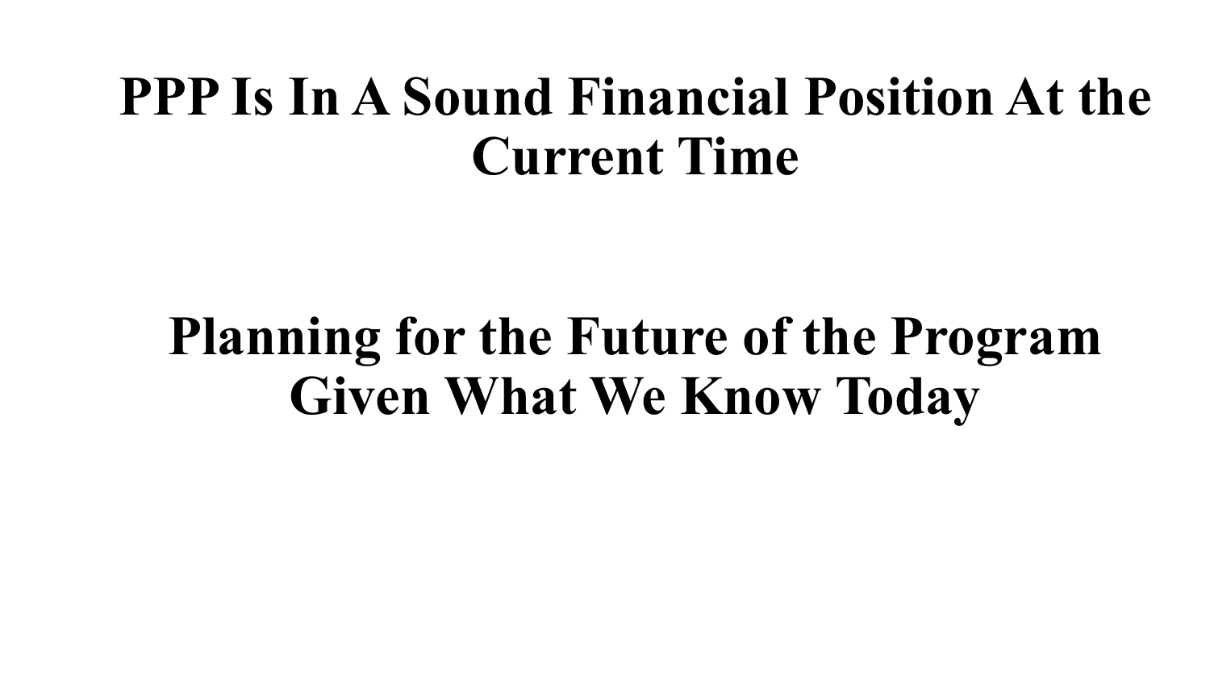# PPP Is In A Sound Financial Position At the Current Time

# Planning for the Future of the Program Given What We Know Today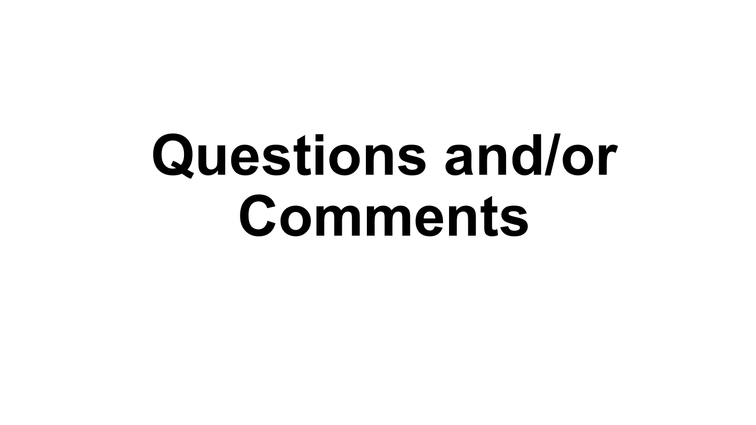# Questions and/or Comments